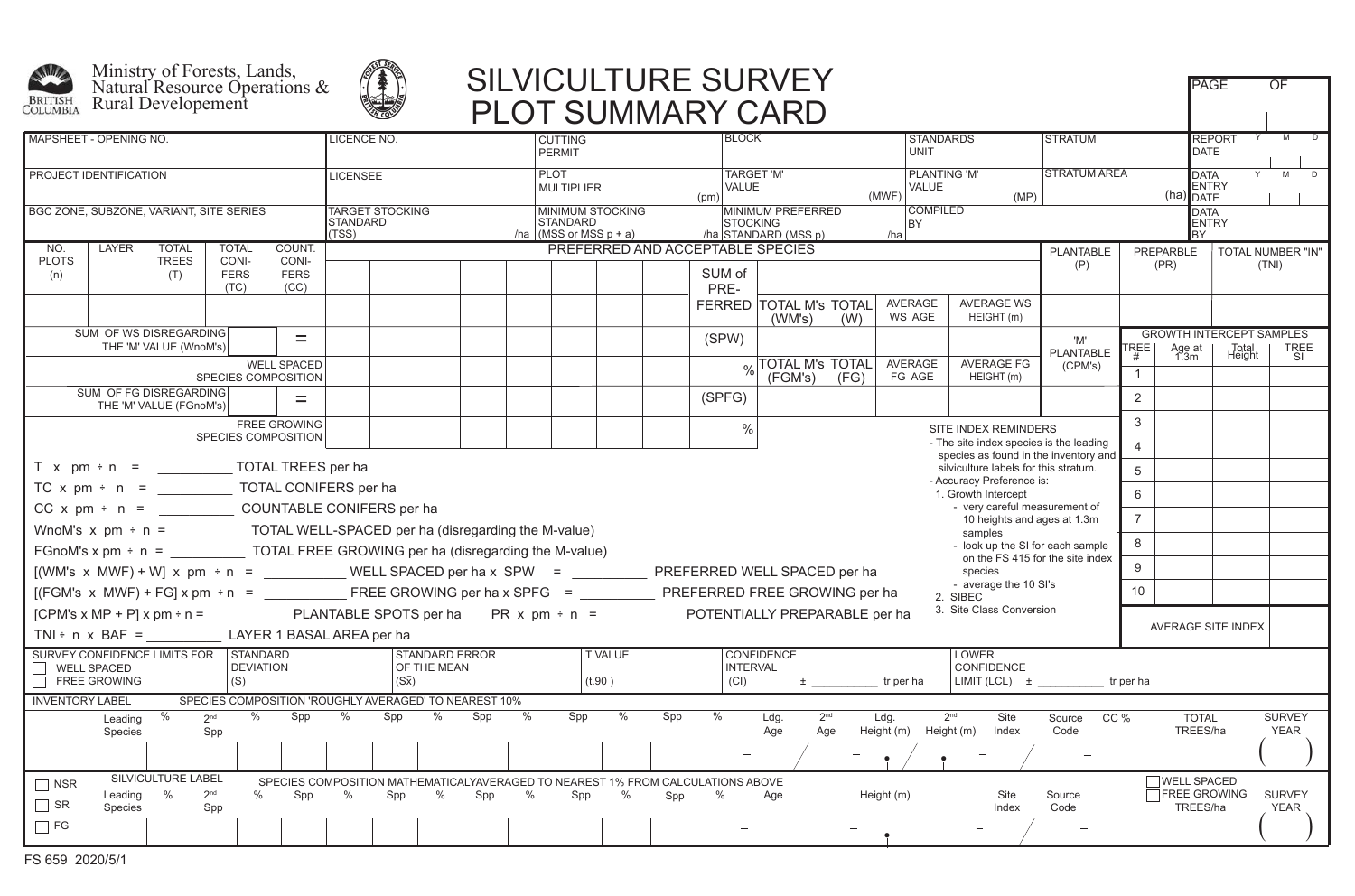Ministry of Forests, Lands, Natural Resource Operations & Rural Developement

# SILVICULTURE SURVEY PLOT SUMMARY CARD

| PAGE | OF |
|---|---|
| | |

| MAPSHEET - OPENING NO. | LICENCE NO. | CUTTING PERMIT | BLOCK | STANDARDS UNIT | STRATUM | REPORT DATE Y M D |
|---|---|---|---|---|---|---|
| PROJECT IDENTIFICATION | LICENSEE | PLOT MULTIPLIER (pm) | TARGET 'M' VALUE (MWF) | PLANTING 'M' VALUE (MP) | STRATUM AREA (ha) | DATA ENTRY DATE Y M D |
| BGC ZONE, SUBZONE, VARIANT, SITE SERIES | TARGET STOCKING STANDARD (TSS) /ha | MINIMUM STOCKING STANDARD (MSS or MSS p + a) /ha | MINIMUM PREFERRED STOCKING STANDARD (MSS p) /ha | COMPILED BY | | DATA ENTRY BY |

| NO. PLOTS (n) | LAYER | TOTAL TREES (T) | TOTAL CONIFERS (TC) | COUNT. CONIFERS (CC) | PREFERRED AND ACCEPTABLE SPECIES | | | | | | | | | | | | | | PLANTABLE (P) | PREPARBLE (PR) | TOTAL NUMBER "IN" (TNI) |
|---|---|---|---|---|---|---|---|---|---|---|---|---|---|---|---|---|---|---|---|---|---|
| | | | | | | | | | | | | | SUM of PREFERRED | TOTAL M's (WM's) | TOTAL (W) | AVERAGE WS AGE | AVERAGE WS HEIGHT (m) | | | | |
| SUM OF WS DISREGARDING THE 'M' VALUE (WnoM's) | | | | = | | | | | | | | | (SPW) | | | | | | 'M' PLANTABLE (CPM's) | | |
| WELL SPACED SPECIES COMPOSITION | | | | | | | | | | | | | % | TOTAL M's (FGM's) | TOTAL (FG) | AVERAGE FG AGE | AVERAGE FG HEIGHT (m) | | | | |
| SUM OF FG DISREGARDING THE 'M' VALUE (FGnoM's) | | | | = | | | | | | | | | (SPFG) | | | | | | | | |
| FREE GROWING SPECIES COMPOSITION | | | | | | | | | | | | | % | | | | | | | | |

| GROWTH INTERCEPT SAMPLES | | | |
|---|---|---|---|
| TREE # | Age at 1.3m | Total Height | TREE SI |
| 1 | | | |
| 2 | | | |
| 3 | | | |
| 4 | | | |
| 5 | | | |
| 6 | | | |
| 7 | | | |
| 8 | | | |
| 9 | | | |
| 10 | | | |
| AVERAGE SITE INDEX | | | |

T x pm ÷ n = __________ TOTAL TREES per ha

TC x pm ÷ n = __________ TOTAL CONIFERS per ha

CC x pm ÷ n = __________ COUNTABLE CONIFERS per ha

WnoM's x pm ÷ n = __________ TOTAL WELL-SPACED per ha (disregarding the M-value)

FGnoM's x pm ÷ n = __________ TOTAL FREE GROWING per ha (disregarding the M-value)

[(WM's x MWF) + W] x pm ÷ n = __________ WELL SPACED per ha x SPW = __________ PREFERRED WELL SPACED per ha

[(FGM's x MWF) + FG] x pm ÷ n = __________ FREE GROWING per ha x SPFG = __________ PREFERRED FREE GROWING per ha

[CPM's x MP + P] x pm ÷ n = __________ PLANTABLE SPOTS per ha   PR x pm ÷ n = __________ POTENTIALLY PREPARABLE per ha

TNI ÷ n x BAF = __________ LAYER 1 BASAL AREA per ha

SITE INDEX REMINDERS
- The site index species is the leading species as found in the inventory and silviculture labels for this stratum.
- Accuracy Preference is:
  1. Growth Intercept
     - very careful measurement of 10 heights and ages at 1.3m samples
     - look up the SI for each sample on the FS 415 for the site index species
     - average the 10 SI's
  2. SIBEC
  3. Site Class Conversion

| SURVEY CONFIDENCE LIMITS FOR ☐ WELL SPACED ☐ FREE GROWING | STANDARD DEVIATION (S) | STANDARD ERROR OF THE MEAN ($S\bar{x}$) | T VALUE (t.90) | CONFIDENCE INTERVAL (CI) ± __________ tr per ha | LOWER CONFIDENCE LIMIT (LCL) ± __________ tr per ha |
|---|---|---|---|---|---|

INVENTORY LABEL — SPECIES COMPOSITION 'ROUGHLY AVERAGED' TO NEAREST 10%

| Leading Species | % | 2nd Spp | % | Spp | % | Spp | % | Spp | % | Spp | % | Spp | % | Ldg. Age | 2nd Age | Ldg. Height (m) | 2nd Height (m) | Site Index | Source Code | CC % | TOTAL TREES/ha | SURVEY YEAR |
|---|---|---|---|---|---|---|---|---|---|---|---|---|---|---|---|---|---|---|---|---|---|---|
| | | | | | | | | | | | | | | | | | | | | | | ( ) |

SILVICULTURE LABEL — SPECIES COMPOSITION MATHEMATICALYAVERAGED TO NEAREST 1% FROM CALCULATIONS ABOVE

☐ NSR
☐ SR
☐ FG

| Leading Species | % | 2nd Spp | % | Spp | % | Spp | % | Spp | % | Spp | % | Spp | % | Age | Height (m) | Site Index | Source Code | ☐ WELL SPACED ☐ FREE GROWING TREES/ha | SURVEY YEAR |
|---|---|---|---|---|---|---|---|---|---|---|---|---|---|---|---|---|---|---|---|
| | | | | | | | | | | | | | | | | | | | ( ) |

FS 659 2020/5/1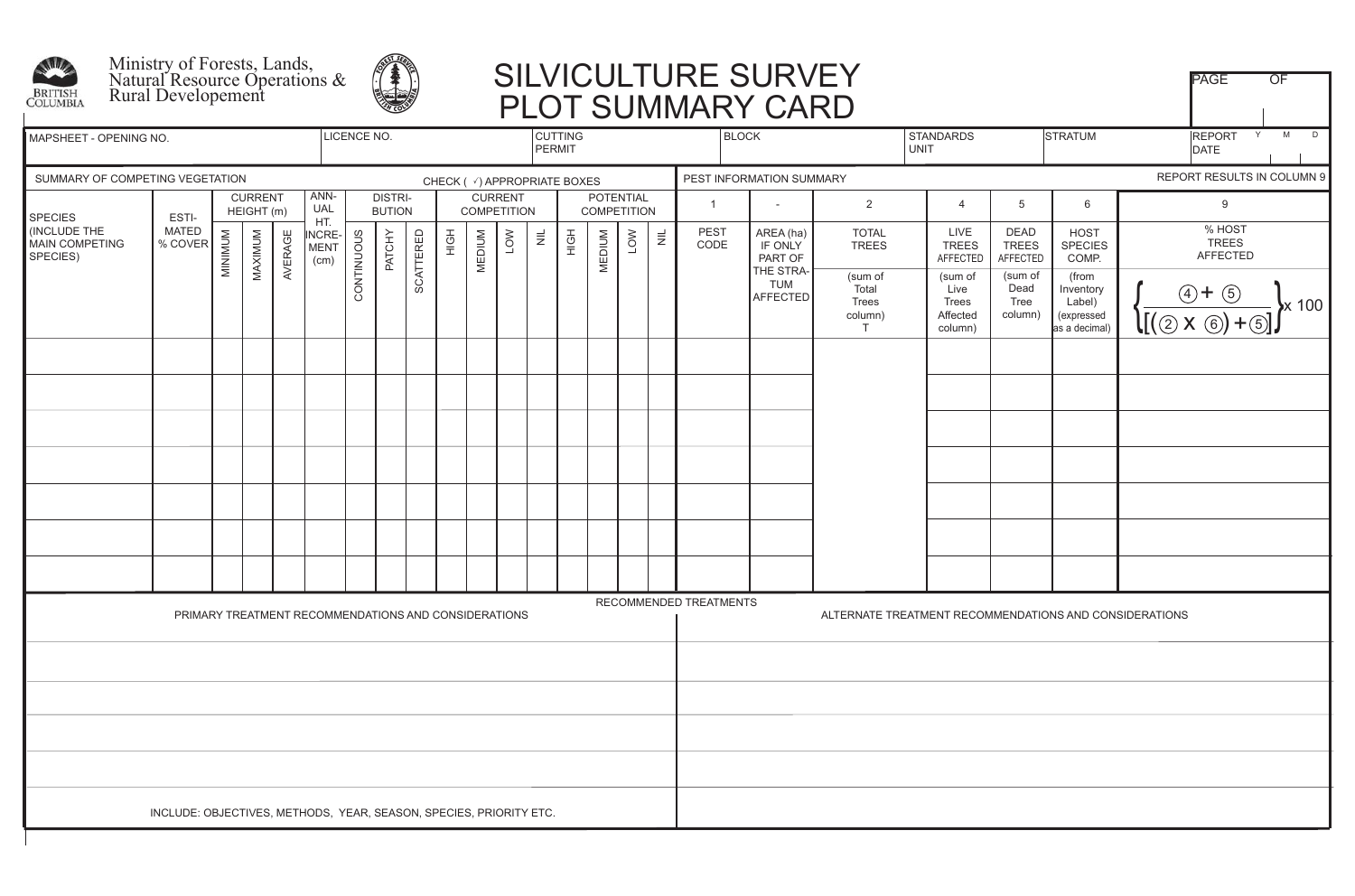Ministry of Forests, Lands, Natural Resource Operations & Rural Developement

# SILVICULTURE SURVEY PLOT SUMMARY CARD

PAGE OF

| MAPSHEET - OPENING NO. | LICENCE NO. | CUTTING PERMIT | BLOCK | STANDARDS UNIT | STRATUM | REPORT DATE Y M D |
|---|---|---|---|---|---|---|
| | | | | | | |

SUMMARY OF COMPETING VEGETATION — CHECK ( √) APPROPRIATE BOXES

| SPECIES (INCLUDE THE MAIN COMPETING SPECIES) | ESTI-MATED % COVER | CURRENT HEIGHT (m) | | | ANN-UAL HT. INCRE-MENT (cm) | DISTRI-BUTION | | | CURRENT COMPETITION | | | | POTENTIAL COMPETITION | | | |
|---|---|---|---|---|---|---|---|---|---|---|---|---|---|---|---|---|
| | | MINIMUM | MAXIMUM | AVERAGE | | CONTINUOUS | PATCHY | SCATTERED | HIGH | MEDIUM | LOW | NIL | HIGH | MEDIUM | LOW | NIL |
| | | | | | | | | | | | | | | | | |
| | | | | | | | | | | | | | | | | |
| | | | | | | | | | | | | | | | | |
| | | | | | | | | | | | | | | | | |
| | | | | | | | | | | | | | | | | |
| | | | | | | | | | | | | | | | | |
| | | | | | | | | | | | | | | | | |

PEST INFORMATION SUMMARY — REPORT RESULTS IN COLUMN 9

| 1 | - | 2 | 4 | 5 | 6 | 9 |
|---|---|---|---|---|---|---|
| PEST CODE | AREA (ha) IF ONLY PART OF THE STRATUM AFFECTED | TOTAL TREES (sum of Total Trees column) T | LIVE TREES AFFECTED (sum of Live Trees Affected column) | DEAD TREES AFFECTED (sum of Dead Tree column) | HOST SPECIES COMP. (from Inventory Label) (expressed as a decimal) | % HOST TREES AFFECTED $\left\{ \frac{④ + ⑤}{[(② \times ⑥) + ⑤]} \right\} \times 100$ |
| | | | | | | |
| | | | | | | |
| | | | | | | |
| | | | | | | |
| | | | | | | |
| | | | | | | |
| | | | | | | |

RECOMMENDED TREATMENTS

| PRIMARY TREATMENT RECOMMENDATIONS AND CONSIDERATIONS | ALTERNATE TREATMENT RECOMMENDATIONS AND CONSIDERATIONS |
|---|---|
| | |
| | |
| | |
| | |
| INCLUDE: OBJECTIVES, METHODS, YEAR, SEASON, SPECIES, PRIORITY ETC. | |